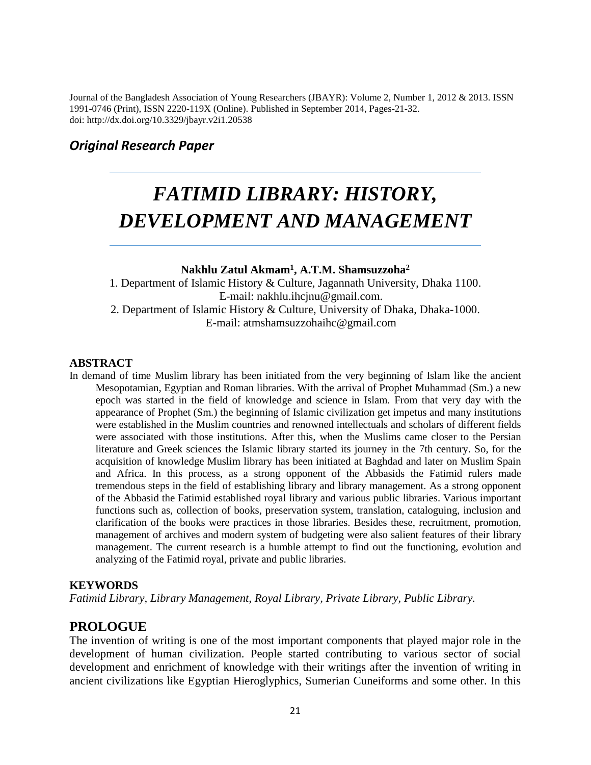Journal of the Bangladesh Association of Young Researchers (JBAYR): Volume 2, Number 1, 2012 & 2013. ISSN 1991-0746 (Print), ISSN 2220-119X (Online). Published in September 2014, Pages-21-32.
doi: http://dx.doi.org/10.3329/jbayr.v2i1.20538

***Original Research Paper***

# *FATIMID LIBRARY: HISTORY, DEVELOPMENT AND MANAGEMENT*

**Nakhlu Zatul Akmam[1], A.T.M. Shamsuzzoha[2]**

1. Department of Islamic History & Culture, Jagannath University, Dhaka 1100.
E-mail: nakhlu.ihcjnu@gmail.com.

2. Department of Islamic History & Culture, University of Dhaka, Dhaka-1000.
E-mail: atmshamsuzzohaihc@gmail.com

## ABSTRACT

In demand of time Muslim library has been initiated from the very beginning of Islam like the ancient Mesopotamian, Egyptian and Roman libraries. With the arrival of Prophet Muhammad (Sm.) a new epoch was started in the field of knowledge and science in Islam. From that very day with the appearance of Prophet (Sm.) the beginning of Islamic civilization get impetus and many institutions were established in the Muslim countries and renowned intellectuals and scholars of different fields were associated with those institutions. After this, when the Muslims came closer to the Persian literature and Greek sciences the Islamic library started its journey in the 7th century. So, for the acquisition of knowledge Muslim library has been initiated at Baghdad and later on Muslim Spain and Africa. In this process, as a strong opponent of the Abbasids the Fatimid rulers made tremendous steps in the field of establishing library and library management. As a strong opponent of the Abbasid the Fatimid established royal library and various public libraries. Various important functions such as, collection of books, preservation system, translation, cataloguing, inclusion and clarification of the books were practices in those libraries. Besides these, recruitment, promotion, management of archives and modern system of budgeting were also salient features of their library management. The current research is a humble attempt to find out the functioning, evolution and analyzing of the Fatimid royal, private and public libraries.

## KEYWORDS

*Fatimid Library, Library Management, Royal Library, Private Library, Public Library.*

## PROLOGUE

The invention of writing is one of the most important components that played major role in the development of human civilization. People started contributing to various sector of social development and enrichment of knowledge with their writings after the invention of writing in ancient civilizations like Egyptian Hieroglyphics, Sumerian Cuneiforms and some other. In this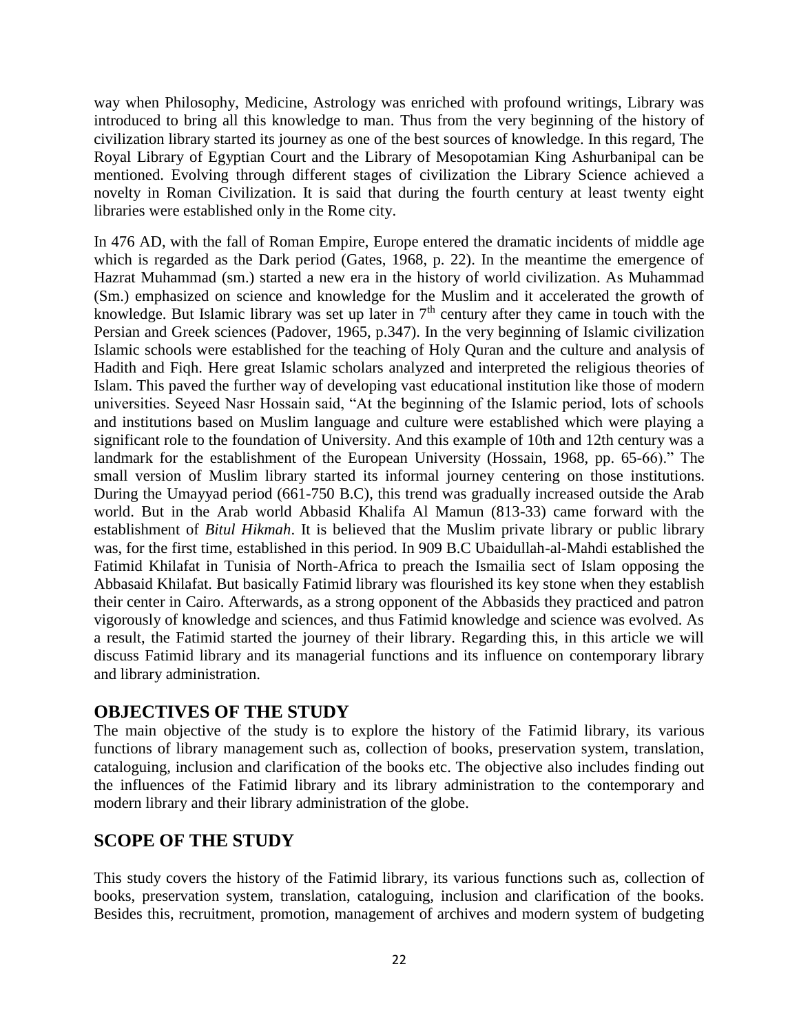way when Philosophy, Medicine, Astrology was enriched with profound writings, Library was introduced to bring all this knowledge to man. Thus from the very beginning of the history of civilization library started its journey as one of the best sources of knowledge. In this regard, The Royal Library of Egyptian Court and the Library of Mesopotamian King Ashurbanipal can be mentioned. Evolving through different stages of civilization the Library Science achieved a novelty in Roman Civilization. It is said that during the fourth century at least twenty eight libraries were established only in the Rome city.

In 476 AD, with the fall of Roman Empire, Europe entered the dramatic incidents of middle age which is regarded as the Dark period (Gates, 1968, p. 22). In the meantime the emergence of Hazrat Muhammad (sm.) started a new era in the history of world civilization. As Muhammad (Sm.) emphasized on science and knowledge for the Muslim and it accelerated the growth of knowledge. But Islamic library was set up later in 7th century after they came in touch with the Persian and Greek sciences (Padover, 1965, p.347). In the very beginning of Islamic civilization Islamic schools were established for the teaching of Holy Quran and the culture and analysis of Hadith and Fiqh. Here great Islamic scholars analyzed and interpreted the religious theories of Islam. This paved the further way of developing vast educational institution like those of modern universities. Seyeed Nasr Hossain said, "At the beginning of the Islamic period, lots of schools and institutions based on Muslim language and culture were established which were playing a significant role to the foundation of University. And this example of 10th and 12th century was a landmark for the establishment of the European University (Hossain, 1968, pp. 65-66)." The small version of Muslim library started its informal journey centering on those institutions. During the Umayyad period (661-750 B.C), this trend was gradually increased outside the Arab world. But in the Arab world Abbasid Khalifa Al Mamun (813-33) came forward with the establishment of *Bitul Hikmah*. It is believed that the Muslim private library or public library was, for the first time, established in this period. In 909 B.C Ubaidullah-al-Mahdi established the Fatimid Khilafat in Tunisia of North-Africa to preach the Ismailia sect of Islam opposing the Abbasaid Khilafat. But basically Fatimid library was flourished its key stone when they establish their center in Cairo. Afterwards, as a strong opponent of the Abbasids they practiced and patron vigorously of knowledge and sciences, and thus Fatimid knowledge and science was evolved. As a result, the Fatimid started the journey of their library. Regarding this, in this article we will discuss Fatimid library and its managerial functions and its influence on contemporary library and library administration.

## OBJECTIVES OF THE STUDY

The main objective of the study is to explore the history of the Fatimid library, its various functions of library management such as, collection of books, preservation system, translation, cataloguing, inclusion and clarification of the books etc. The objective also includes finding out the influences of the Fatimid library and its library administration to the contemporary and modern library and their library administration of the globe.

## SCOPE OF THE STUDY

This study covers the history of the Fatimid library, its various functions such as, collection of books, preservation system, translation, cataloguing, inclusion and clarification of the books. Besides this, recruitment, promotion, management of archives and modern system of budgeting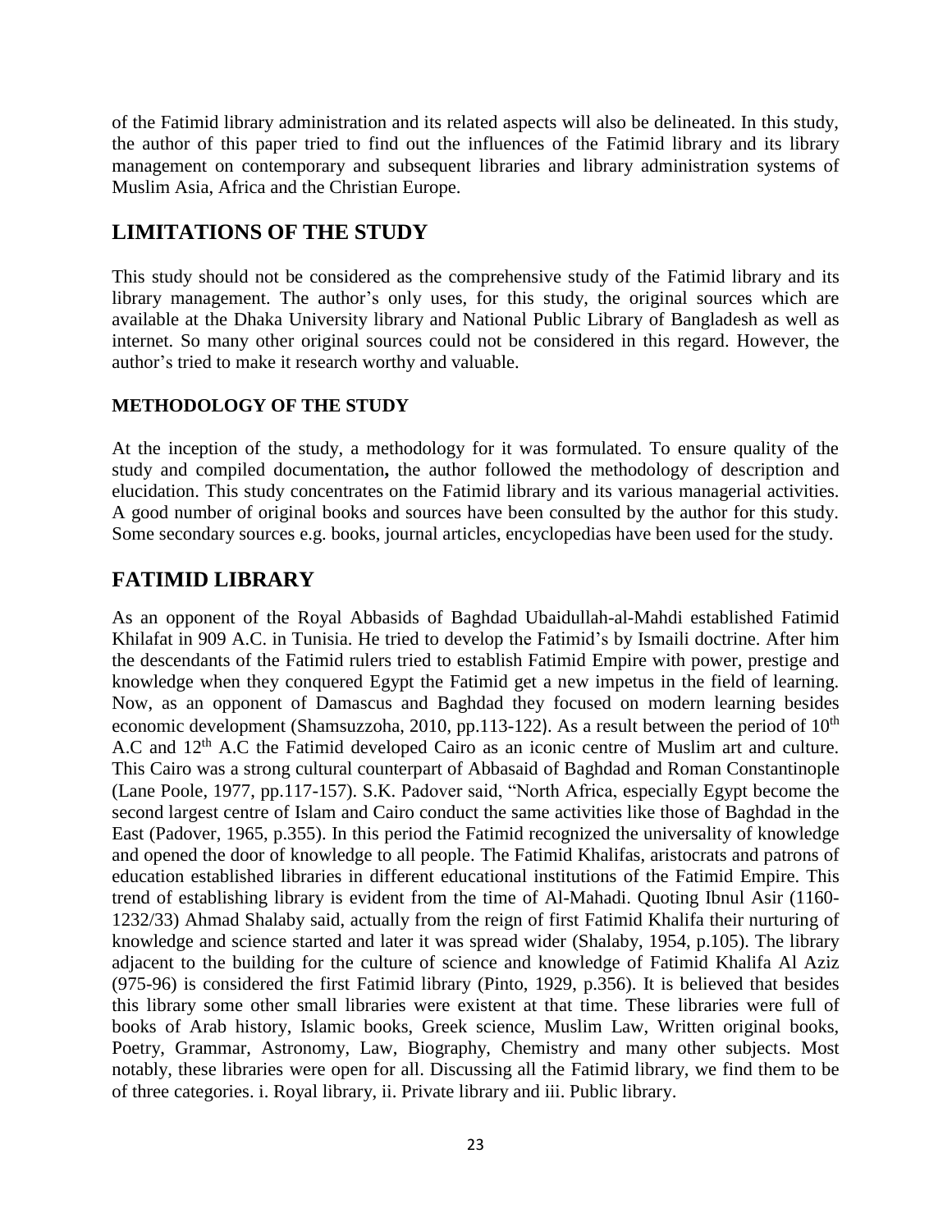of the Fatimid library administration and its related aspects will also be delineated. In this study, the author of this paper tried to find out the influences of the Fatimid library and its library management on contemporary and subsequent libraries and library administration systems of Muslim Asia, Africa and the Christian Europe.

## LIMITATIONS OF THE STUDY

This study should not be considered as the comprehensive study of the Fatimid library and its library management. The author's only uses, for this study, the original sources which are available at the Dhaka University library and National Public Library of Bangladesh as well as internet. So many other original sources could not be considered in this regard. However, the author's tried to make it research worthy and valuable.

### METHODOLOGY OF THE STUDY

At the inception of the study, a methodology for it was formulated. To ensure quality of the study and compiled documentation**,** the author followed the methodology of description and elucidation. This study concentrates on the Fatimid library and its various managerial activities. A good number of original books and sources have been consulted by the author for this study. Some secondary sources e.g. books, journal articles, encyclopedias have been used for the study.

## FATIMID LIBRARY

As an opponent of the Royal Abbasids of Baghdad Ubaidullah-al-Mahdi established Fatimid Khilafat in 909 A.C. in Tunisia. He tried to develop the Fatimid's by Ismaili doctrine. After him the descendants of the Fatimid rulers tried to establish Fatimid Empire with power, prestige and knowledge when they conquered Egypt the Fatimid get a new impetus in the field of learning. Now, as an opponent of Damascus and Baghdad they focused on modern learning besides economic development (Shamsuzzoha, 2010, pp.113-122). As a result between the period of 10th A.C and 12th A.C the Fatimid developed Cairo as an iconic centre of Muslim art and culture. This Cairo was a strong cultural counterpart of Abbasaid of Baghdad and Roman Constantinople (Lane Poole, 1977, pp.117-157). S.K. Padover said, "North Africa, especially Egypt become the second largest centre of Islam and Cairo conduct the same activities like those of Baghdad in the East (Padover, 1965, p.355). In this period the Fatimid recognized the universality of knowledge and opened the door of knowledge to all people. The Fatimid Khalifas, aristocrats and patrons of education established libraries in different educational institutions of the Fatimid Empire. This trend of establishing library is evident from the time of Al-Mahadi. Quoting Ibnul Asir (1160-1232/33) Ahmad Shalaby said, actually from the reign of first Fatimid Khalifa their nurturing of knowledge and science started and later it was spread wider (Shalaby, 1954, p.105). The library adjacent to the building for the culture of science and knowledge of Fatimid Khalifa Al Aziz (975-96) is considered the first Fatimid library (Pinto, 1929, p.356). It is believed that besides this library some other small libraries were existent at that time. These libraries were full of books of Arab history, Islamic books, Greek science, Muslim Law, Written original books, Poetry, Grammar, Astronomy, Law, Biography, Chemistry and many other subjects. Most notably, these libraries were open for all. Discussing all the Fatimid library, we find them to be of three categories. i. Royal library, ii. Private library and iii. Public library.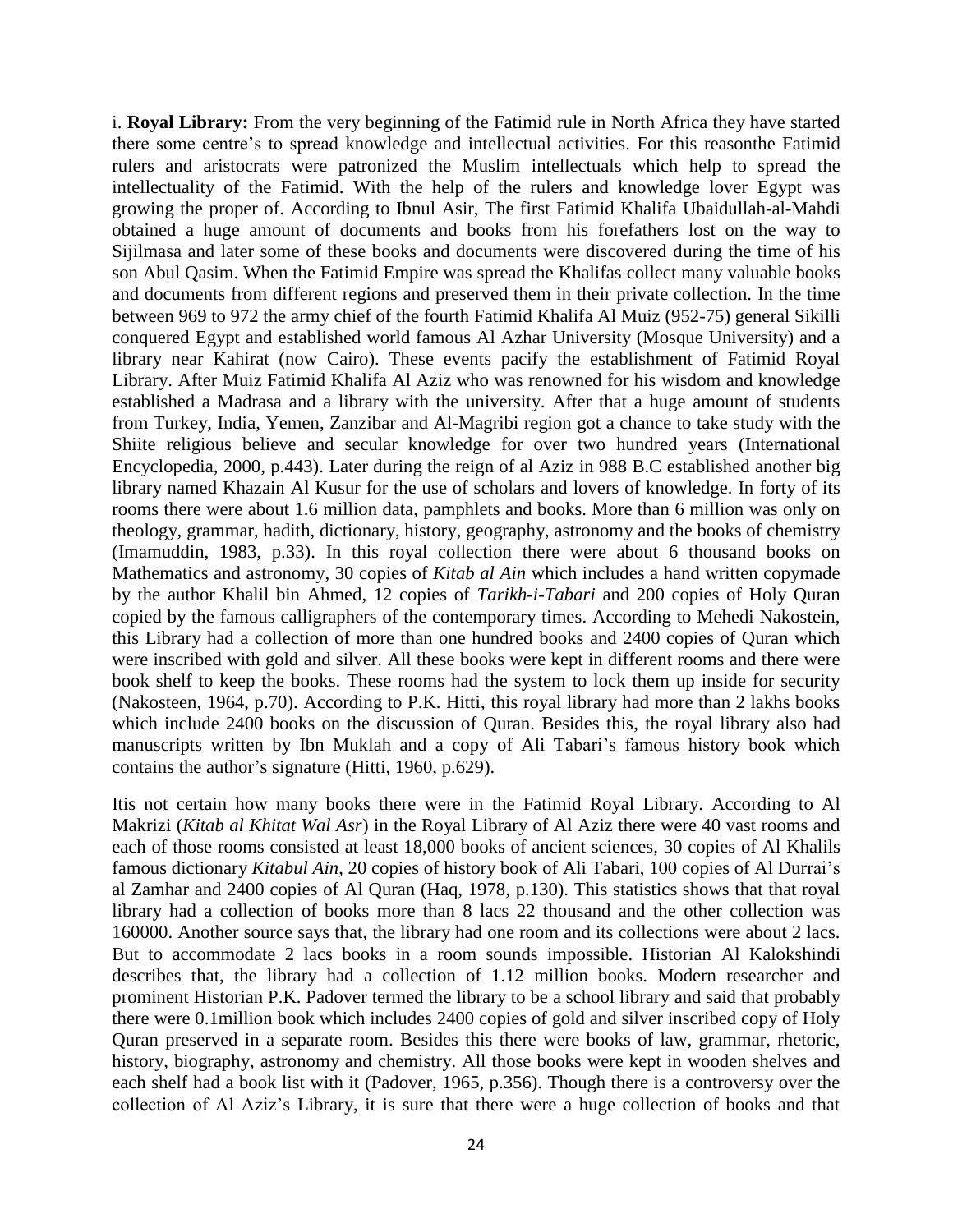i. **Royal Library:** From the very beginning of the Fatimid rule in North Africa they have started there some centre's to spread knowledge and intellectual activities. For this reasonthe Fatimid rulers and aristocrats were patronized the Muslim intellectuals which help to spread the intellectuality of the Fatimid. With the help of the rulers and knowledge lover Egypt was growing the proper of. According to Ibnul Asir, The first Fatimid Khalifa Ubaidullah-al-Mahdi obtained a huge amount of documents and books from his forefathers lost on the way to Sijilmasa and later some of these books and documents were discovered during the time of his son Abul Qasim. When the Fatimid Empire was spread the Khalifas collect many valuable books and documents from different regions and preserved them in their private collection. In the time between 969 to 972 the army chief of the fourth Fatimid Khalifa Al Muiz (952-75) general Sikilli conquered Egypt and established world famous Al Azhar University (Mosque University) and a library near Kahirat (now Cairo). These events pacify the establishment of Fatimid Royal Library. After Muiz Fatimid Khalifa Al Aziz who was renowned for his wisdom and knowledge established a Madrasa and a library with the university. After that a huge amount of students from Turkey, India, Yemen, Zanzibar and Al-Magribi region got a chance to take study with the Shiite religious believe and secular knowledge for over two hundred years (International Encyclopedia, 2000, p.443). Later during the reign of al Aziz in 988 B.C established another big library named Khazain Al Kusur for the use of scholars and lovers of knowledge. In forty of its rooms there were about 1.6 million data, pamphlets and books. More than 6 million was only on theology, grammar, hadith, dictionary, history, geography, astronomy and the books of chemistry (Imamuddin, 1983, p.33). In this royal collection there were about 6 thousand books on Mathematics and astronomy, 30 copies of *Kitab al Ain* which includes a hand written copymade by the author Khalil bin Ahmed, 12 copies of *Tarikh-i-Tabari* and 200 copies of Holy Quran copied by the famous calligraphers of the contemporary times. According to Mehedi Nakostein, this Library had a collection of more than one hundred books and 2400 copies of Quran which were inscribed with gold and silver. All these books were kept in different rooms and there were book shelf to keep the books. These rooms had the system to lock them up inside for security (Nakosteen, 1964, p.70). According to P.K. Hitti, this royal library had more than 2 lakhs books which include 2400 books on the discussion of Quran. Besides this, the royal library also had manuscripts written by Ibn Muklah and a copy of Ali Tabari's famous history book which contains the author's signature (Hitti, 1960, p.629).

Itis not certain how many books there were in the Fatimid Royal Library. According to Al Makrizi (*Kitab al Khitat Wal Asr*) in the Royal Library of Al Aziz there were 40 vast rooms and each of those rooms consisted at least 18,000 books of ancient sciences, 30 copies of Al Khalils famous dictionary *Kitabul Ain*, 20 copies of history book of Ali Tabari, 100 copies of Al Durrai's al Zamhar and 2400 copies of Al Quran (Haq, 1978, p.130). This statistics shows that that royal library had a collection of books more than 8 lacs 22 thousand and the other collection was 160000. Another source says that, the library had one room and its collections were about 2 lacs. But to accommodate 2 lacs books in a room sounds impossible. Historian Al Kalokshindi describes that, the library had a collection of 1.12 million books. Modern researcher and prominent Historian P.K. Padover termed the library to be a school library and said that probably there were 0.1million book which includes 2400 copies of gold and silver inscribed copy of Holy Quran preserved in a separate room. Besides this there were books of law, grammar, rhetoric, history, biography, astronomy and chemistry. All those books were kept in wooden shelves and each shelf had a book list with it (Padover, 1965, p.356). Though there is a controversy over the collection of Al Aziz's Library, it is sure that there were a huge collection of books and that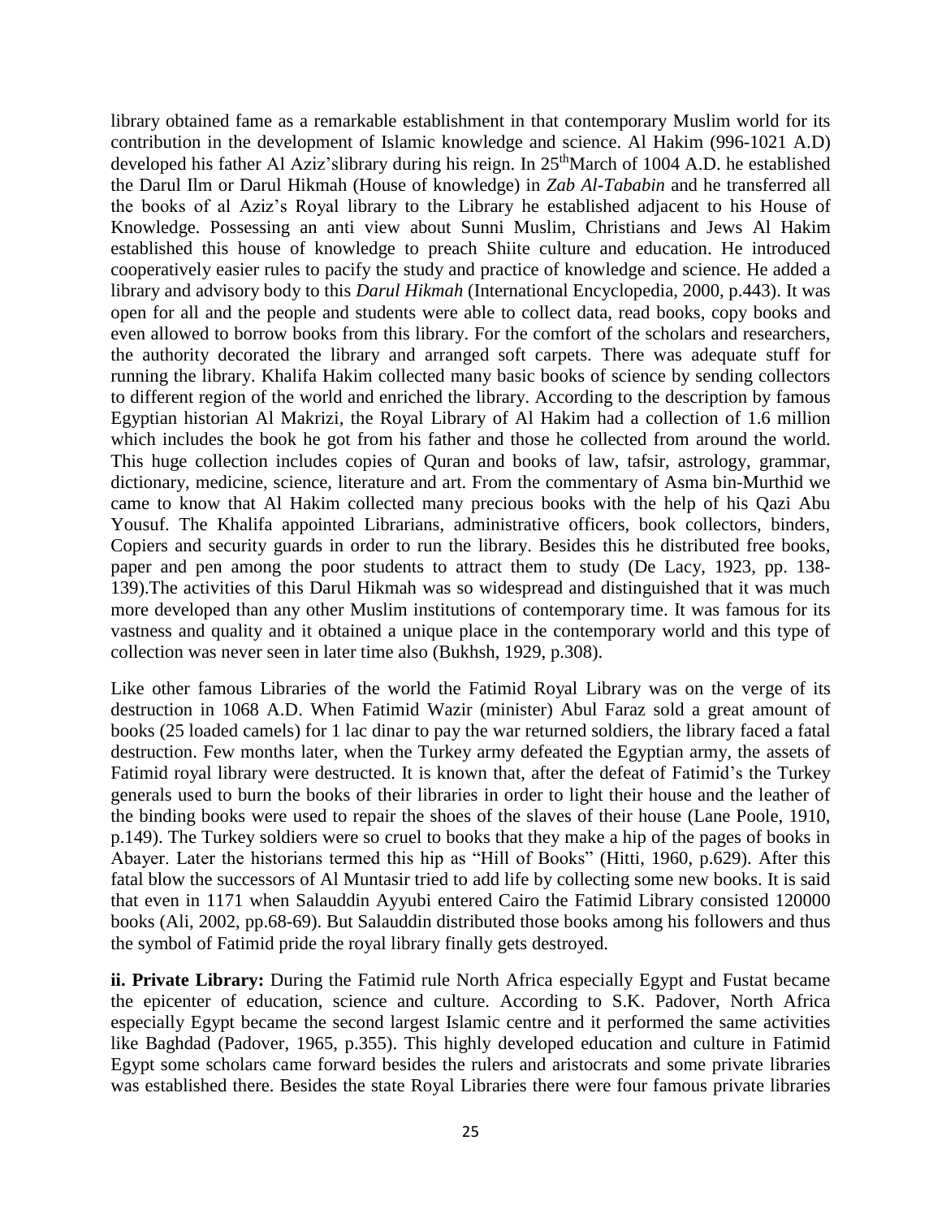library obtained fame as a remarkable establishment in that contemporary Muslim world for its contribution in the development of Islamic knowledge and science. Al Hakim (996-1021 A.D) developed his father Al Aziz'slibrary during his reign. In 25thMarch of 1004 A.D. he established the Darul Ilm or Darul Hikmah (House of knowledge) in *Zab Al-Tababin* and he transferred all the books of al Aziz's Royal library to the Library he established adjacent to his House of Knowledge. Possessing an anti view about Sunni Muslim, Christians and Jews Al Hakim established this house of knowledge to preach Shiite culture and education. He introduced cooperatively easier rules to pacify the study and practice of knowledge and science. He added a library and advisory body to this *Darul Hikmah* (International Encyclopedia, 2000, p.443). It was open for all and the people and students were able to collect data, read books, copy books and even allowed to borrow books from this library. For the comfort of the scholars and researchers, the authority decorated the library and arranged soft carpets. There was adequate stuff for running the library. Khalifa Hakim collected many basic books of science by sending collectors to different region of the world and enriched the library. According to the description by famous Egyptian historian Al Makrizi, the Royal Library of Al Hakim had a collection of 1.6 million which includes the book he got from his father and those he collected from around the world. This huge collection includes copies of Quran and books of law, tafsir, astrology, grammar, dictionary, medicine, science, literature and art. From the commentary of Asma bin-Murthid we came to know that Al Hakim collected many precious books with the help of his Qazi Abu Yousuf. The Khalifa appointed Librarians, administrative officers, book collectors, binders, Copiers and security guards in order to run the library. Besides this he distributed free books, paper and pen among the poor students to attract them to study (De Lacy, 1923, pp. 138-139).The activities of this Darul Hikmah was so widespread and distinguished that it was much more developed than any other Muslim institutions of contemporary time. It was famous for its vastness and quality and it obtained a unique place in the contemporary world and this type of collection was never seen in later time also (Bukhsh, 1929, p.308).

Like other famous Libraries of the world the Fatimid Royal Library was on the verge of its destruction in 1068 A.D. When Fatimid Wazir (minister) Abul Faraz sold a great amount of books (25 loaded camels) for 1 lac dinar to pay the war returned soldiers, the library faced a fatal destruction. Few months later, when the Turkey army defeated the Egyptian army, the assets of Fatimid royal library were destructed. It is known that, after the defeat of Fatimid's the Turkey generals used to burn the books of their libraries in order to light their house and the leather of the binding books were used to repair the shoes of the slaves of their house (Lane Poole, 1910, p.149). The Turkey soldiers were so cruel to books that they make a hip of the pages of books in Abayer. Later the historians termed this hip as "Hill of Books" (Hitti, 1960, p.629). After this fatal blow the successors of Al Muntasir tried to add life by collecting some new books. It is said that even in 1171 when Salauddin Ayyubi entered Cairo the Fatimid Library consisted 120000 books (Ali, 2002, pp.68-69). But Salauddin distributed those books among his followers and thus the symbol of Fatimid pride the royal library finally gets destroyed.

**ii. Private Library:** During the Fatimid rule North Africa especially Egypt and Fustat became the epicenter of education, science and culture. According to S.K. Padover, North Africa especially Egypt became the second largest Islamic centre and it performed the same activities like Baghdad (Padover, 1965, p.355). This highly developed education and culture in Fatimid Egypt some scholars came forward besides the rulers and aristocrats and some private libraries was established there. Besides the state Royal Libraries there were four famous private libraries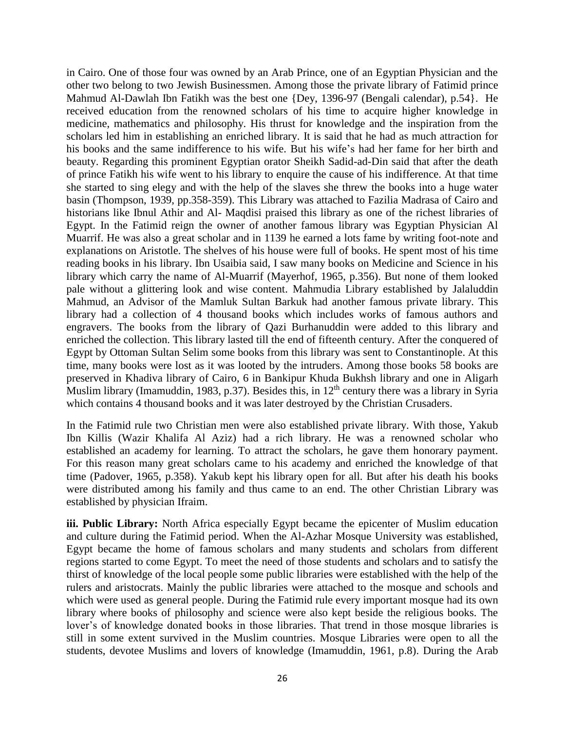in Cairo. One of those four was owned by an Arab Prince, one of an Egyptian Physician and the other two belong to two Jewish Businessmen. Among those the private library of Fatimid prince Mahmud Al-Dawlah Ibn Fatikh was the best one {Dey, 1396-97 (Bengali calendar), p.54}. He received education from the renowned scholars of his time to acquire higher knowledge in medicine, mathematics and philosophy. His thrust for knowledge and the inspiration from the scholars led him in establishing an enriched library. It is said that he had as much attraction for his books and the same indifference to his wife. But his wife's had her fame for her birth and beauty. Regarding this prominent Egyptian orator Sheikh Sadid-ad-Din said that after the death of prince Fatikh his wife went to his library to enquire the cause of his indifference. At that time she started to sing elegy and with the help of the slaves she threw the books into a huge water basin (Thompson, 1939, pp.358-359). This Library was attached to Fazilia Madrasa of Cairo and historians like Ibnul Athir and Al- Maqdisi praised this library as one of the richest libraries of Egypt. In the Fatimid reign the owner of another famous library was Egyptian Physician Al Muarrif. He was also a great scholar and in 1139 he earned a lots fame by writing foot-note and explanations on Aristotle. The shelves of his house were full of books. He spent most of his time reading books in his library. Ibn Usaibia said, I saw many books on Medicine and Science in his library which carry the name of Al-Muarrif (Mayerhof, 1965, p.356). But none of them looked pale without a glittering look and wise content. Mahmudia Library established by Jalaluddin Mahmud, an Advisor of the Mamluk Sultan Barkuk had another famous private library. This library had a collection of 4 thousand books which includes works of famous authors and engravers. The books from the library of Qazi Burhanuddin were added to this library and enriched the collection. This library lasted till the end of fifteenth century. After the conquered of Egypt by Ottoman Sultan Selim some books from this library was sent to Constantinople. At this time, many books were lost as it was looted by the intruders. Among those books 58 books are preserved in Khadiva library of Cairo, 6 in Bankipur Khuda Bukhsh library and one in Aligarh Muslim library (Imamuddin, 1983, p.37). Besides this, in 12th century there was a library in Syria which contains 4 thousand books and it was later destroyed by the Christian Crusaders.

In the Fatimid rule two Christian men were also established private library. With those, Yakub Ibn Killis (Wazir Khalifa Al Aziz) had a rich library. He was a renowned scholar who established an academy for learning. To attract the scholars, he gave them honorary payment. For this reason many great scholars came to his academy and enriched the knowledge of that time (Padover, 1965, p.358). Yakub kept his library open for all. But after his death his books were distributed among his family and thus came to an end. The other Christian Library was established by physician Ifraim.

**iii. Public Library:** North Africa especially Egypt became the epicenter of Muslim education and culture during the Fatimid period. When the Al-Azhar Mosque University was established, Egypt became the home of famous scholars and many students and scholars from different regions started to come Egypt. To meet the need of those students and scholars and to satisfy the thirst of knowledge of the local people some public libraries were established with the help of the rulers and aristocrats. Mainly the public libraries were attached to the mosque and schools and which were used as general people. During the Fatimid rule every important mosque had its own library where books of philosophy and science were also kept beside the religious books. The lover's of knowledge donated books in those libraries. That trend in those mosque libraries is still in some extent survived in the Muslim countries. Mosque Libraries were open to all the students, devotee Muslims and lovers of knowledge (Imamuddin, 1961, p.8). During the Arab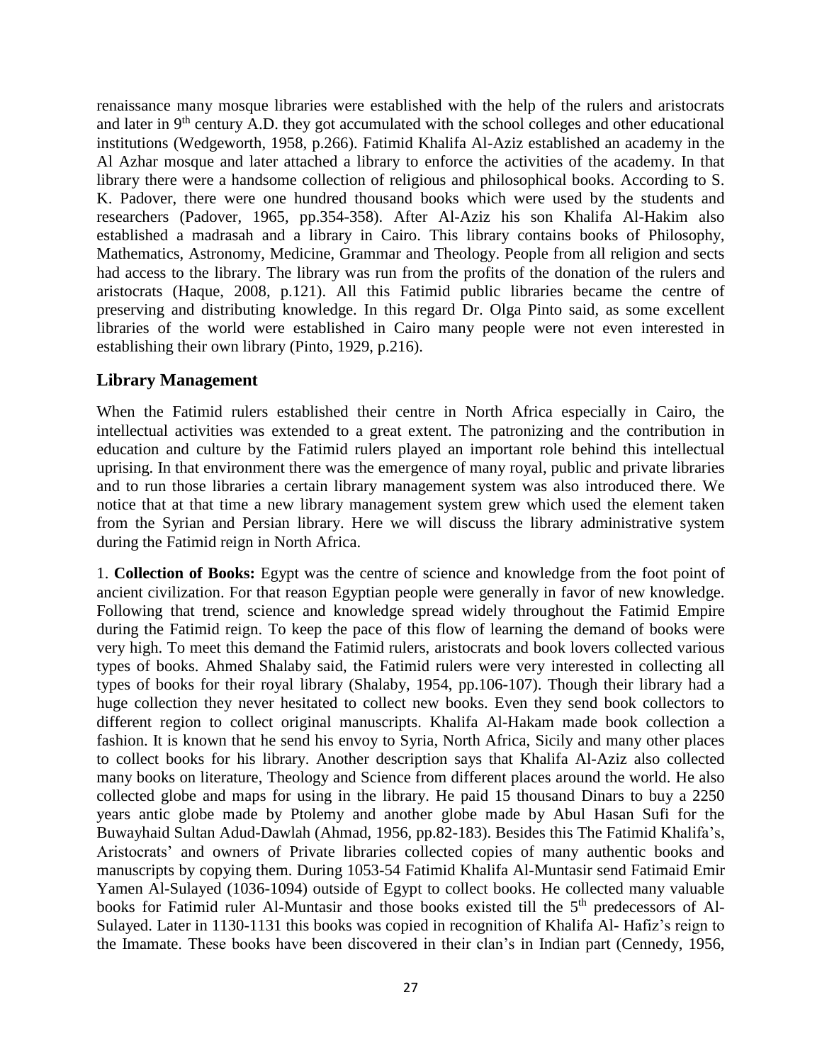renaissance many mosque libraries were established with the help of the rulers and aristocrats and later in 9th century A.D. they got accumulated with the school colleges and other educational institutions (Wedgeworth, 1958, p.266). Fatimid Khalifa Al-Aziz established an academy in the Al Azhar mosque and later attached a library to enforce the activities of the academy. In that library there were a handsome collection of religious and philosophical books. According to S. K. Padover, there were one hundred thousand books which were used by the students and researchers (Padover, 1965, pp.354-358). After Al-Aziz his son Khalifa Al-Hakim also established a madrasah and a library in Cairo. This library contains books of Philosophy, Mathematics, Astronomy, Medicine, Grammar and Theology. People from all religion and sects had access to the library. The library was run from the profits of the donation of the rulers and aristocrats (Haque, 2008, p.121). All this Fatimid public libraries became the centre of preserving and distributing knowledge. In this regard Dr. Olga Pinto said, as some excellent libraries of the world were established in Cairo many people were not even interested in establishing their own library (Pinto, 1929, p.216).

## Library Management

When the Fatimid rulers established their centre in North Africa especially in Cairo, the intellectual activities was extended to a great extent. The patronizing and the contribution in education and culture by the Fatimid rulers played an important role behind this intellectual uprising. In that environment there was the emergence of many royal, public and private libraries and to run those libraries a certain library management system was also introduced there. We notice that at that time a new library management system grew which used the element taken from the Syrian and Persian library. Here we will discuss the library administrative system during the Fatimid reign in North Africa.

1. **Collection of Books:** Egypt was the centre of science and knowledge from the foot point of ancient civilization. For that reason Egyptian people were generally in favor of new knowledge. Following that trend, science and knowledge spread widely throughout the Fatimid Empire during the Fatimid reign. To keep the pace of this flow of learning the demand of books were very high. To meet this demand the Fatimid rulers, aristocrats and book lovers collected various types of books. Ahmed Shalaby said, the Fatimid rulers were very interested in collecting all types of books for their royal library (Shalaby, 1954, pp.106-107). Though their library had a huge collection they never hesitated to collect new books. Even they send book collectors to different region to collect original manuscripts. Khalifa Al-Hakam made book collection a fashion. It is known that he send his envoy to Syria, North Africa, Sicily and many other places to collect books for his library. Another description says that Khalifa Al-Aziz also collected many books on literature, Theology and Science from different places around the world. He also collected globe and maps for using in the library. He paid 15 thousand Dinars to buy a 2250 years antic globe made by Ptolemy and another globe made by Abul Hasan Sufi for the Buwayhaid Sultan Adud-Dawlah (Ahmad, 1956, pp.82-183). Besides this The Fatimid Khalifa's, Aristocrats' and owners of Private libraries collected copies of many authentic books and manuscripts by copying them. During 1053-54 Fatimid Khalifa Al-Muntasir send Fatimaid Emir Yamen Al-Sulayed (1036-1094) outside of Egypt to collect books. He collected many valuable books for Fatimid ruler Al-Muntasir and those books existed till the 5th predecessors of Al-Sulayed. Later in 1130-1131 this books was copied in recognition of Khalifa Al- Hafiz's reign to the Imamate. These books have been discovered in their clan's in Indian part (Cennedy, 1956,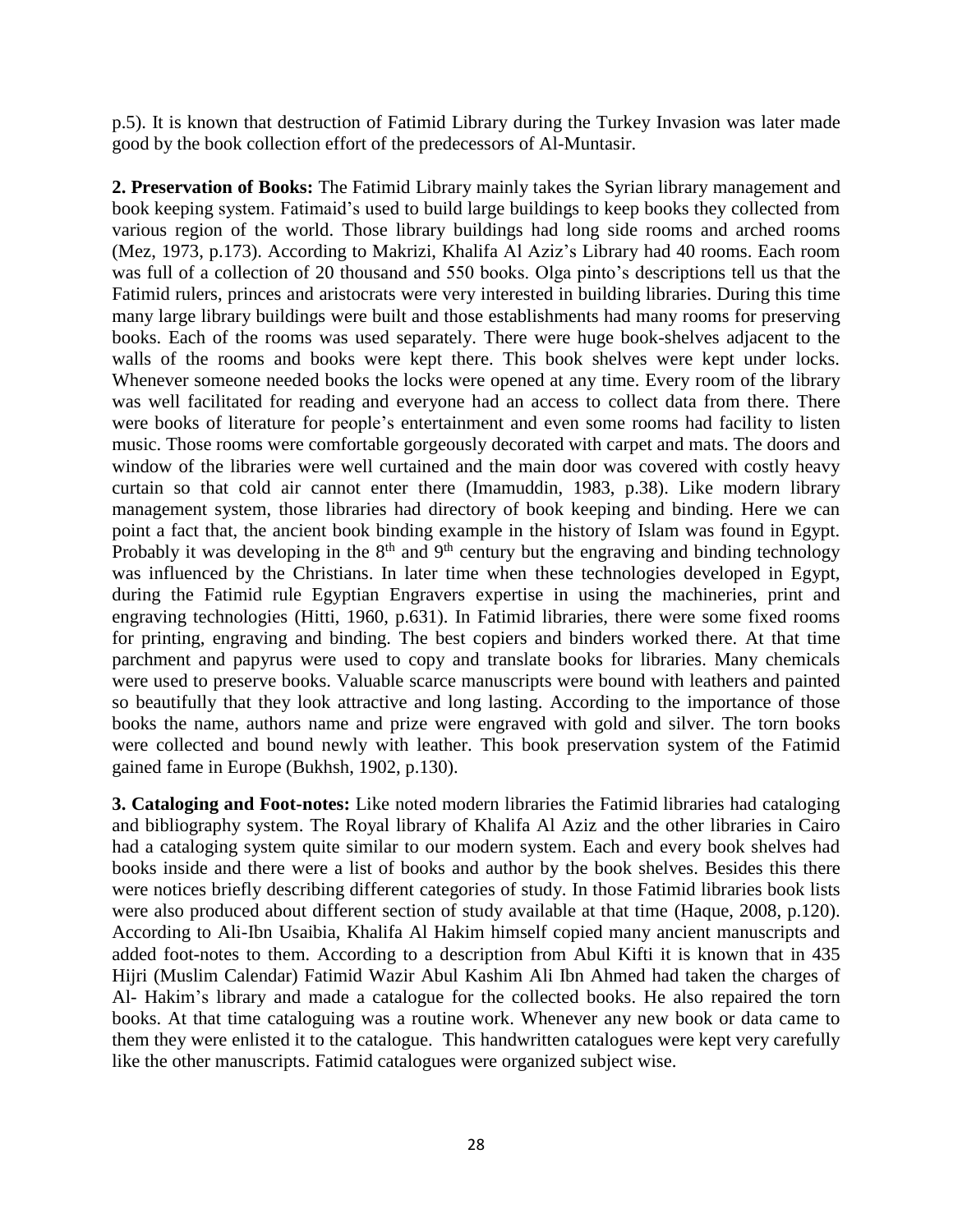p.5). It is known that destruction of Fatimid Library during the Turkey Invasion was later made good by the book collection effort of the predecessors of Al-Muntasir.

**2. Preservation of Books:** The Fatimid Library mainly takes the Syrian library management and book keeping system. Fatimaid's used to build large buildings to keep books they collected from various region of the world. Those library buildings had long side rooms and arched rooms (Mez, 1973, p.173). According to Makrizi, Khalifa Al Aziz's Library had 40 rooms. Each room was full of a collection of 20 thousand and 550 books. Olga pinto's descriptions tell us that the Fatimid rulers, princes and aristocrats were very interested in building libraries. During this time many large library buildings were built and those establishments had many rooms for preserving books. Each of the rooms was used separately. There were huge book-shelves adjacent to the walls of the rooms and books were kept there. This book shelves were kept under locks. Whenever someone needed books the locks were opened at any time. Every room of the library was well facilitated for reading and everyone had an access to collect data from there. There were books of literature for people's entertainment and even some rooms had facility to listen music. Those rooms were comfortable gorgeously decorated with carpet and mats. The doors and window of the libraries were well curtained and the main door was covered with costly heavy curtain so that cold air cannot enter there (Imamuddin, 1983, p.38). Like modern library management system, those libraries had directory of book keeping and binding. Here we can point a fact that, the ancient book binding example in the history of Islam was found in Egypt. Probably it was developing in the 8th and 9th century but the engraving and binding technology was influenced by the Christians. In later time when these technologies developed in Egypt, during the Fatimid rule Egyptian Engravers expertise in using the machineries, print and engraving technologies (Hitti, 1960, p.631). In Fatimid libraries, there were some fixed rooms for printing, engraving and binding. The best copiers and binders worked there. At that time parchment and papyrus were used to copy and translate books for libraries. Many chemicals were used to preserve books. Valuable scarce manuscripts were bound with leathers and painted so beautifully that they look attractive and long lasting. According to the importance of those books the name, authors name and prize were engraved with gold and silver. The torn books were collected and bound newly with leather. This book preservation system of the Fatimid gained fame in Europe (Bukhsh, 1902, p.130).

**3. Cataloging and Foot-notes:** Like noted modern libraries the Fatimid libraries had cataloging and bibliography system. The Royal library of Khalifa Al Aziz and the other libraries in Cairo had a cataloging system quite similar to our modern system. Each and every book shelves had books inside and there were a list of books and author by the book shelves. Besides this there were notices briefly describing different categories of study. In those Fatimid libraries book lists were also produced about different section of study available at that time (Haque, 2008, p.120). According to Ali-Ibn Usaibia, Khalifa Al Hakim himself copied many ancient manuscripts and added foot-notes to them. According to a description from Abul Kifti it is known that in 435 Hijri (Muslim Calendar) Fatimid Wazir Abul Kashim Ali Ibn Ahmed had taken the charges of Al- Hakim's library and made a catalogue for the collected books. He also repaired the torn books. At that time cataloguing was a routine work. Whenever any new book or data came to them they were enlisted it to the catalogue. This handwritten catalogues were kept very carefully like the other manuscripts. Fatimid catalogues were organized subject wise.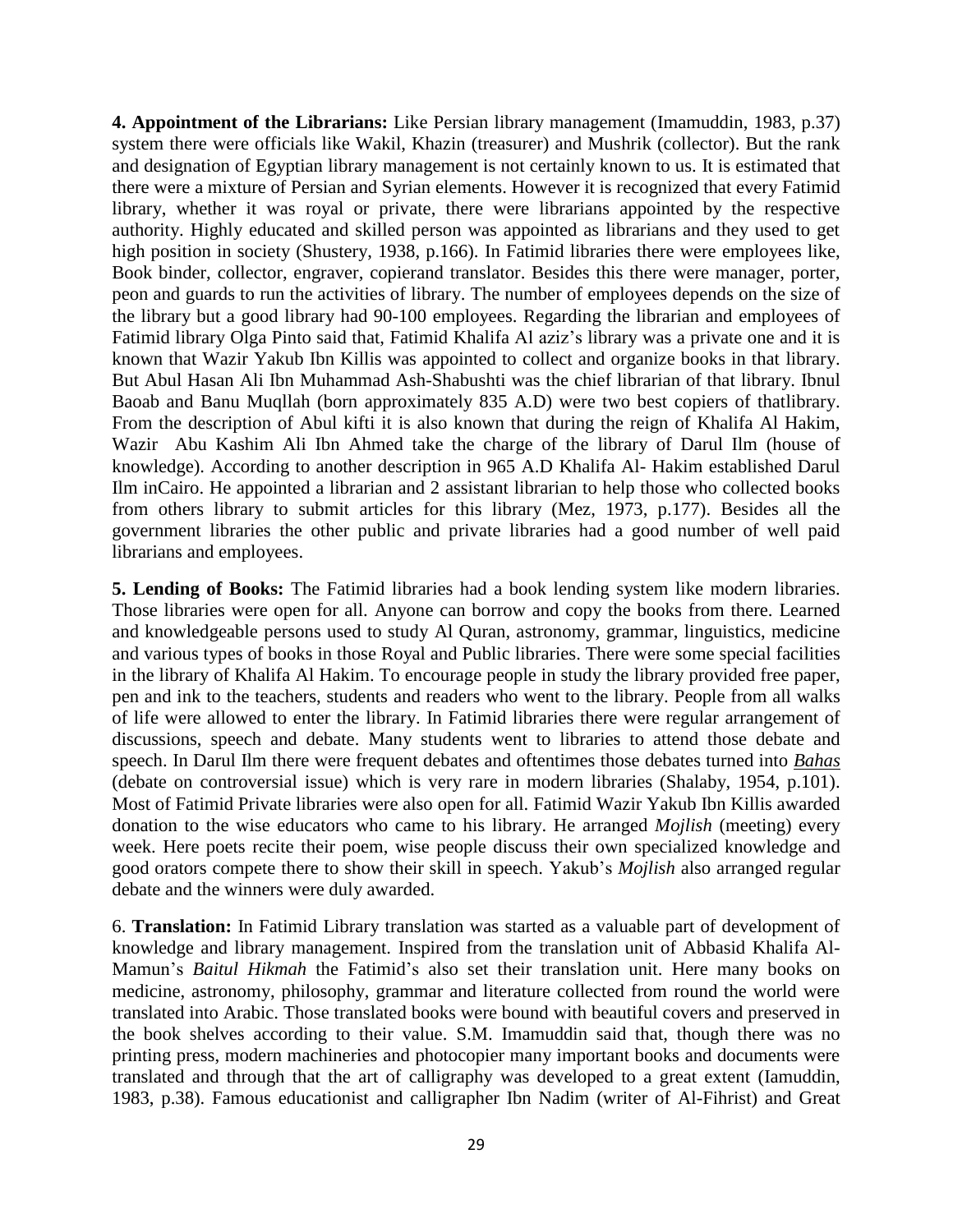**4. Appointment of the Librarians:** Like Persian library management (Imamuddin, 1983, p.37) system there were officials like Wakil, Khazin (treasurer) and Mushrik (collector). But the rank and designation of Egyptian library management is not certainly known to us. It is estimated that there were a mixture of Persian and Syrian elements. However it is recognized that every Fatimid library, whether it was royal or private, there were librarians appointed by the respective authority. Highly educated and skilled person was appointed as librarians and they used to get high position in society (Shustery, 1938, p.166). In Fatimid libraries there were employees like, Book binder, collector, engraver, copierand translator. Besides this there were manager, porter, peon and guards to run the activities of library. The number of employees depends on the size of the library but a good library had 90-100 employees. Regarding the librarian and employees of Fatimid library Olga Pinto said that, Fatimid Khalifa Al aziz's library was a private one and it is known that Wazir Yakub Ibn Killis was appointed to collect and organize books in that library. But Abul Hasan Ali Ibn Muhammad Ash-Shabushti was the chief librarian of that library. Ibnul Baoab and Banu Muqllah (born approximately 835 A.D) were two best copiers of thatlibrary. From the description of Abul kifti it is also known that during the reign of Khalifa Al Hakim, Wazir Abu Kashim Ali Ibn Ahmed take the charge of the library of Darul Ilm (house of knowledge). According to another description in 965 A.D Khalifa Al- Hakim established Darul Ilm inCairo. He appointed a librarian and 2 assistant librarian to help those who collected books from others library to submit articles for this library (Mez, 1973, p.177). Besides all the government libraries the other public and private libraries had a good number of well paid librarians and employees.

**5. Lending of Books:** The Fatimid libraries had a book lending system like modern libraries. Those libraries were open for all. Anyone can borrow and copy the books from there. Learned and knowledgeable persons used to study Al Quran, astronomy, grammar, linguistics, medicine and various types of books in those Royal and Public libraries. There were some special facilities in the library of Khalifa Al Hakim. To encourage people in study the library provided free paper, pen and ink to the teachers, students and readers who went to the library. People from all walks of life were allowed to enter the library. In Fatimid libraries there were regular arrangement of discussions, speech and debate. Many students went to libraries to attend those debate and speech. In Darul Ilm there were frequent debates and oftentimes those debates turned into ***Bahas*** (debate on controversial issue) which is very rare in modern libraries (Shalaby, 1954, p.101). Most of Fatimid Private libraries were also open for all. Fatimid Wazir Yakub Ibn Killis awarded donation to the wise educators who came to his library. He arranged *Mojlish* (meeting) every week. Here poets recite their poem, wise people discuss their own specialized knowledge and good orators compete there to show their skill in speech. Yakub's *Mojlish* also arranged regular debate and the winners were duly awarded.

6. **Translation:** In Fatimid Library translation was started as a valuable part of development of knowledge and library management. Inspired from the translation unit of Abbasid Khalifa Al-Mamun's *Baitul Hikmah* the Fatimid's also set their translation unit. Here many books on medicine, astronomy, philosophy, grammar and literature collected from round the world were translated into Arabic. Those translated books were bound with beautiful covers and preserved in the book shelves according to their value. S.M. Imamuddin said that, though there was no printing press, modern machineries and photocopier many important books and documents were translated and through that the art of calligraphy was developed to a great extent (Iamuddin, 1983, p.38). Famous educationist and calligrapher Ibn Nadim (writer of Al-Fihrist) and Great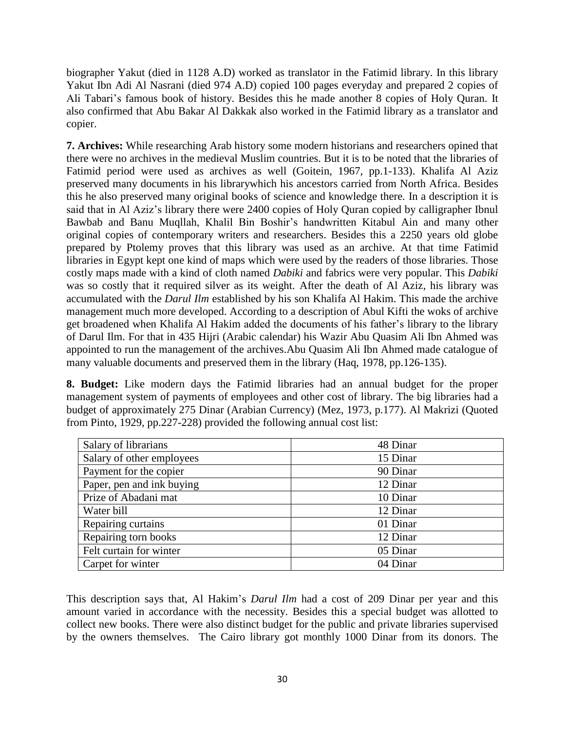biographer Yakut (died in 1128 A.D) worked as translator in the Fatimid library. In this library Yakut Ibn Adi Al Nasrani (died 974 A.D) copied 100 pages everyday and prepared 2 copies of Ali Tabari's famous book of history. Besides this he made another 8 copies of Holy Quran. It also confirmed that Abu Bakar Al Dakkak also worked in the Fatimid library as a translator and copier.

**7. Archives:** While researching Arab history some modern historians and researchers opined that there were no archives in the medieval Muslim countries. But it is to be noted that the libraries of Fatimid period were used as archives as well (Goitein, 1967, pp.1-133). Khalifa Al Aziz preserved many documents in his librarywhich his ancestors carried from North Africa. Besides this he also preserved many original books of science and knowledge there. In a description it is said that in Al Aziz's library there were 2400 copies of Holy Quran copied by calligrapher Ibnul Bawbab and Banu Muqllah, Khalil Bin Boshir's handwritten Kitabul Ain and many other original copies of contemporary writers and researchers. Besides this a 2250 years old globe prepared by Ptolemy proves that this library was used as an archive. At that time Fatimid libraries in Egypt kept one kind of maps which were used by the readers of those libraries. Those costly maps made with a kind of cloth named *Dabiki* and fabrics were very popular. This *Dabiki* was so costly that it required silver as its weight. After the death of Al Aziz, his library was accumulated with the *Darul Ilm* established by his son Khalifa Al Hakim. This made the archive management much more developed. According to a description of Abul Kifti the woks of archive get broadened when Khalifa Al Hakim added the documents of his father's library to the library of Darul Ilm. For that in 435 Hijri (Arabic calendar) his Wazir Abu Quasim Ali Ibn Ahmed was appointed to run the management of the archives.Abu Quasim Ali Ibn Ahmed made catalogue of many valuable documents and preserved them in the library (Haq, 1978, pp.126-135).

**8. Budget:** Like modern days the Fatimid libraries had an annual budget for the proper management system of payments of employees and other cost of library. The big libraries had a budget of approximately 275 Dinar (Arabian Currency) (Mez, 1973, p.177). Al Makrizi (Quoted from Pinto, 1929, pp.227-228) provided the following annual cost list:

| Salary of librarians | 48 Dinar |
|---|---|
| Salary of other employees | 15 Dinar |
| Payment for the copier | 90 Dinar |
| Paper, pen and ink buying | 12 Dinar |
| Prize of Abadani mat | 10 Dinar |
| Water bill | 12 Dinar |
| Repairing curtains | 01 Dinar |
| Repairing torn books | 12 Dinar |
| Felt curtain for winter | 05 Dinar |
| Carpet for winter | 04 Dinar |

This description says that, Al Hakim's *Darul Ilm* had a cost of 209 Dinar per year and this amount varied in accordance with the necessity. Besides this a special budget was allotted to collect new books. There were also distinct budget for the public and private libraries supervised by the owners themselves. The Cairo library got monthly 1000 Dinar from its donors. The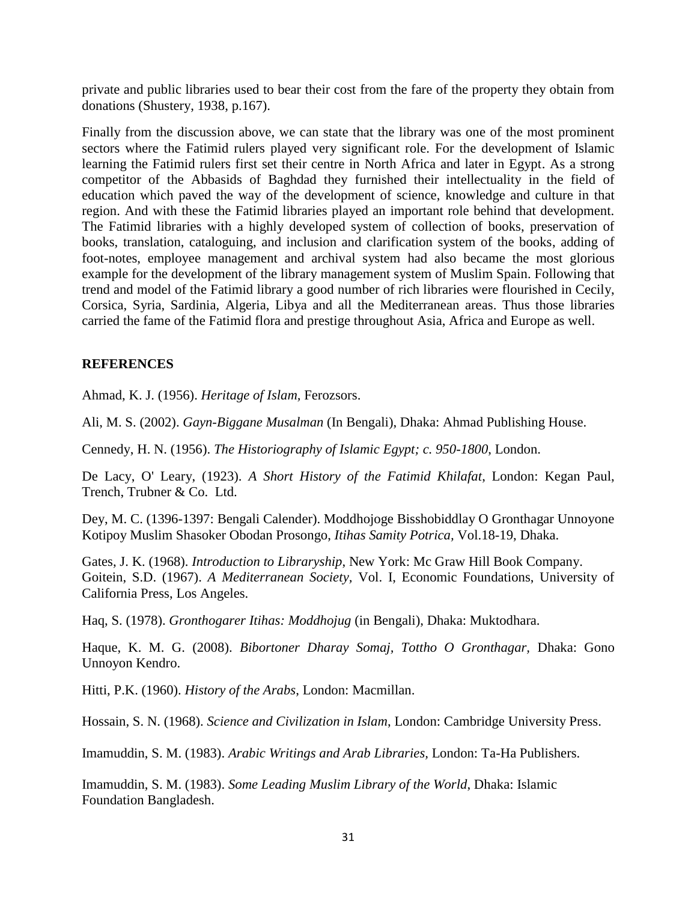private and public libraries used to bear their cost from the fare of the property they obtain from donations (Shustery, 1938, p.167).

Finally from the discussion above, we can state that the library was one of the most prominent sectors where the Fatimid rulers played very significant role. For the development of Islamic learning the Fatimid rulers first set their centre in North Africa and later in Egypt. As a strong competitor of the Abbasids of Baghdad they furnished their intellectuality in the field of education which paved the way of the development of science, knowledge and culture in that region. And with these the Fatimid libraries played an important role behind that development. The Fatimid libraries with a highly developed system of collection of books, preservation of books, translation, cataloguing, and inclusion and clarification system of the books, adding of foot-notes, employee management and archival system had also became the most glorious example for the development of the library management system of Muslim Spain. Following that trend and model of the Fatimid library a good number of rich libraries were flourished in Cecily, Corsica, Syria, Sardinia, Algeria, Libya and all the Mediterranean areas. Thus those libraries carried the fame of the Fatimid flora and prestige throughout Asia, Africa and Europe as well.

## REFERENCES

Ahmad, K. J. (1956). *Heritage of Islam*, Ferozsors.

Ali, M. S. (2002). *Gayn-Biggane Musalman* (In Bengali), Dhaka: Ahmad Publishing House.

Cennedy, H. N. (1956). *The Historiography of Islamic Egypt; c. 950-1800*, London.

De Lacy, O' Leary, (1923). *A Short History of the Fatimid Khilafat*, London: Kegan Paul, Trench, Trubner & Co. Ltd.

Dey, M. C. (1396-1397: Bengali Calender). Moddhojoge Bisshobiddlay O Gronthagar Unnoyone Kotipoy Muslim Shasoker Obodan Prosongo, *Itihas Samity Potrica*, Vol.18-19, Dhaka.

Gates, J. K. (1968). *Introduction to Libraryship*, New York: Mc Graw Hill Book Company.

Goitein, S.D. (1967). *A Mediterranean Society,* Vol. I, Economic Foundations, University of California Press, Los Angeles.

Haq, S. (1978). *Gronthogarer Itihas: Moddhojug* (in Bengali), Dhaka: Muktodhara.

Haque, K. M. G. (2008). *Bibortoner Dharay Somaj, Tottho O Gronthagar,* Dhaka: Gono Unnoyon Kendro.

Hitti, P.K. (1960). *History of the Arabs*, London: Macmillan.

Hossain, S. N. (1968). *Science and Civilization in Islam*, London: Cambridge University Press.

Imamuddin, S. M. (1983). *Arabic Writings and Arab Libraries,* London: Ta-Ha Publishers.

Imamuddin, S. M. (1983). *Some Leading Muslim Library of the World*, Dhaka: Islamic Foundation Bangladesh.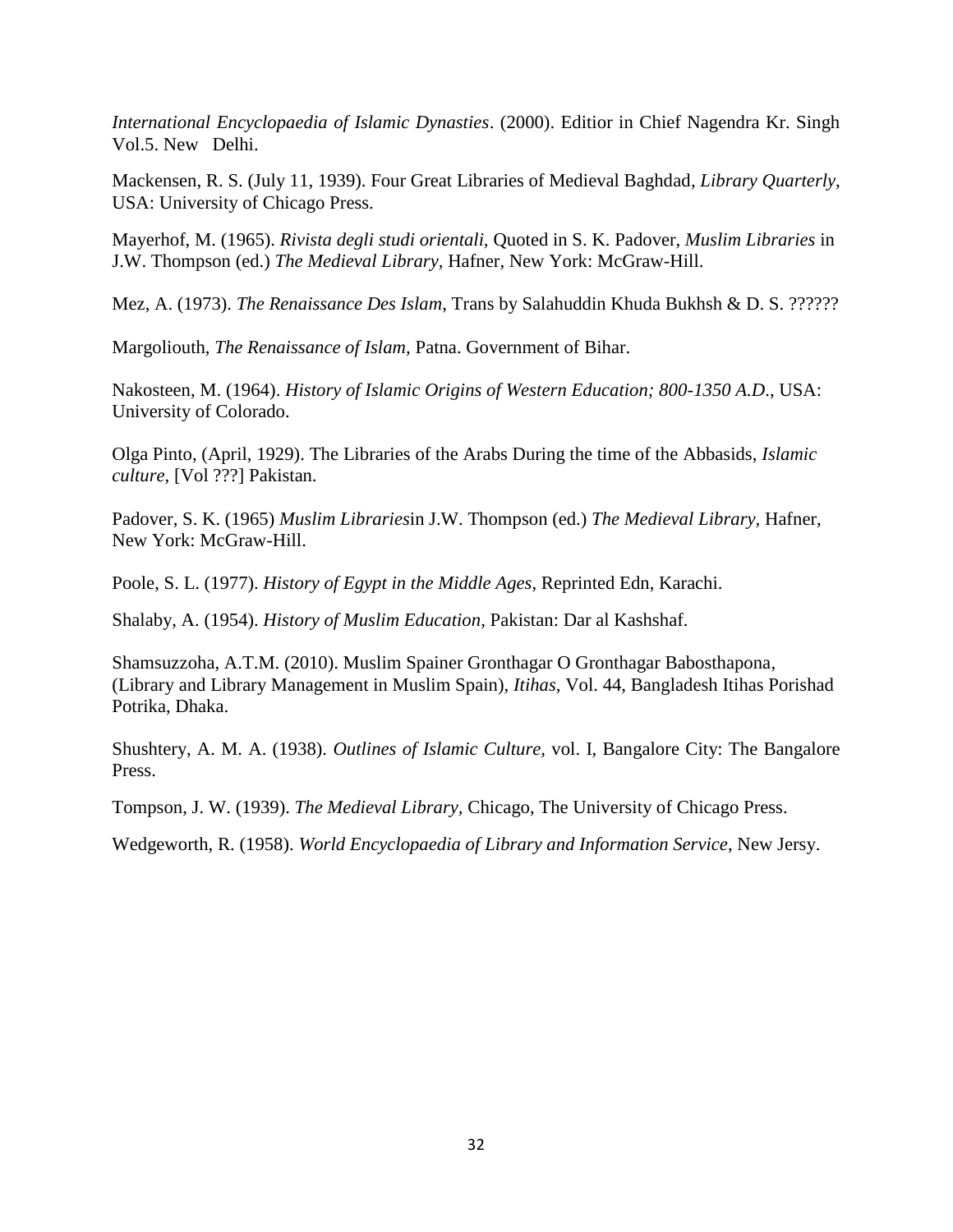*International Encyclopaedia of Islamic Dynasties*. (2000). Editior in Chief Nagendra Kr. Singh Vol.5. New Delhi.

Mackensen, R. S. (July 11, 1939). Four Great Libraries of Medieval Baghdad, *Library Quarterly*, USA: University of Chicago Press.

Mayerhof, M. (1965). *Rivista degli studi orientali,* Quoted in S. K. Padover, *Muslim Libraries* in J.W. Thompson (ed.) *The Medieval Library,* Hafner, New York: McGraw-Hill.

Mez, A. (1973). *The Renaissance Des Islam*, Trans by Salahuddin Khuda Bukhsh & D. S. ??????

Margoliouth, *The Renaissance of Islam,* Patna. Government of Bihar.

Nakosteen, M. (1964). *History of Islamic Origins of Western Education; 800-1350 A.D.*, USA: University of Colorado.

Olga Pinto, (April, 1929). The Libraries of the Arabs During the time of the Abbasids, *Islamic culture*, [Vol ???] Pakistan.

Padover, S. K. (1965) *Muslim Libraries*in J.W. Thompson (ed.) *The Medieval Library*, Hafner, New York: McGraw-Hill.

Poole, S. L. (1977). *History of Egypt in the Middle Ages*, Reprinted Edn, Karachi.

Shalaby, A. (1954). *History of Muslim Education*, Pakistan: Dar al Kashshaf.

Shamsuzzoha, A.T.M. (2010). Muslim Spainer Gronthagar O Gronthagar Babosthapona, (Library and Library Management in Muslim Spain), *Itihas,* Vol. 44, Bangladesh Itihas Porishad Potrika, Dhaka.

Shushtery, A. M. A. (1938). *Outlines of Islamic Culture,* vol. I, Bangalore City: The Bangalore Press.

Tompson, J. W. (1939). *The Medieval Library,* Chicago, The University of Chicago Press.

Wedgeworth, R. (1958). *World Encyclopaedia of Library and Information Service*, New Jersy.